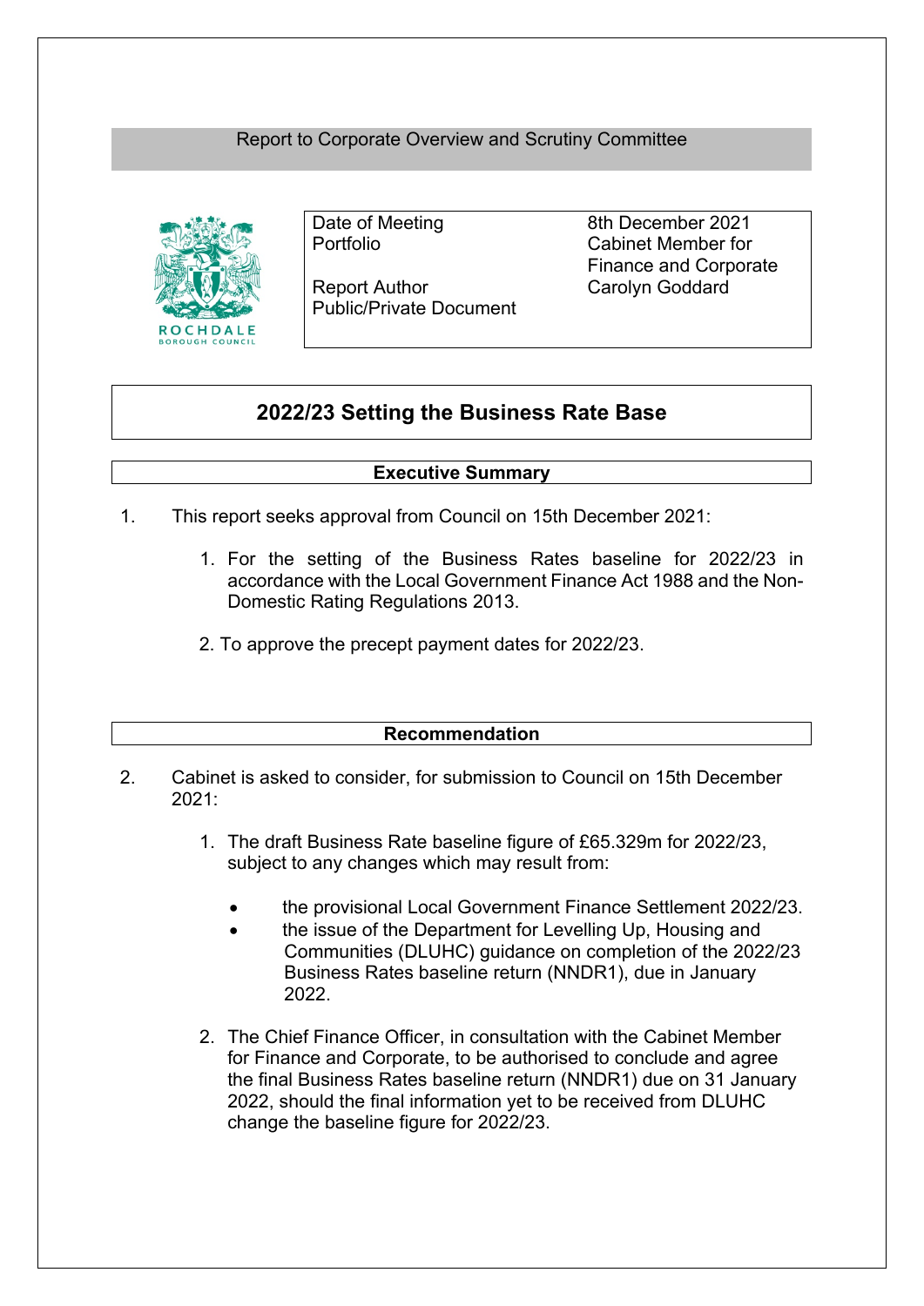Report to Corporate Overview and Scrutiny Committee

| | |
|---|---|
| Date of Meeting | 8th December 2021 |
| Portfolio | Cabinet Member for Finance and Corporate |
| Report Author | Carolyn Goddard |
| Public/Private Document | |

# 2022/23 Setting the Business Rate Base

## Executive Summary

1. This report seeks approval from Council on 15th December 2021:

   1. For the setting of the Business Rates baseline for 2022/23 in accordance with the Local Government Finance Act 1988 and the Non-Domestic Rating Regulations 2013.

   2. To approve the precept payment dates for 2022/23.

## Recommendation

2. Cabinet is asked to consider, for submission to Council on 15th December 2021:

   1. The draft Business Rate baseline figure of £65.329m for 2022/23, subject to any changes which may result from:

      - the provisional Local Government Finance Settlement 2022/23.
      - the issue of the Department for Levelling Up, Housing and Communities (DLUHC) guidance on completion of the 2022/23 Business Rates baseline return (NNDR1), due in January 2022.

   2. The Chief Finance Officer, in consultation with the Cabinet Member for Finance and Corporate, to be authorised to conclude and agree the final Business Rates baseline return (NNDR1) due on 31 January 2022, should the final information yet to be received from DLUHC change the baseline figure for 2022/23.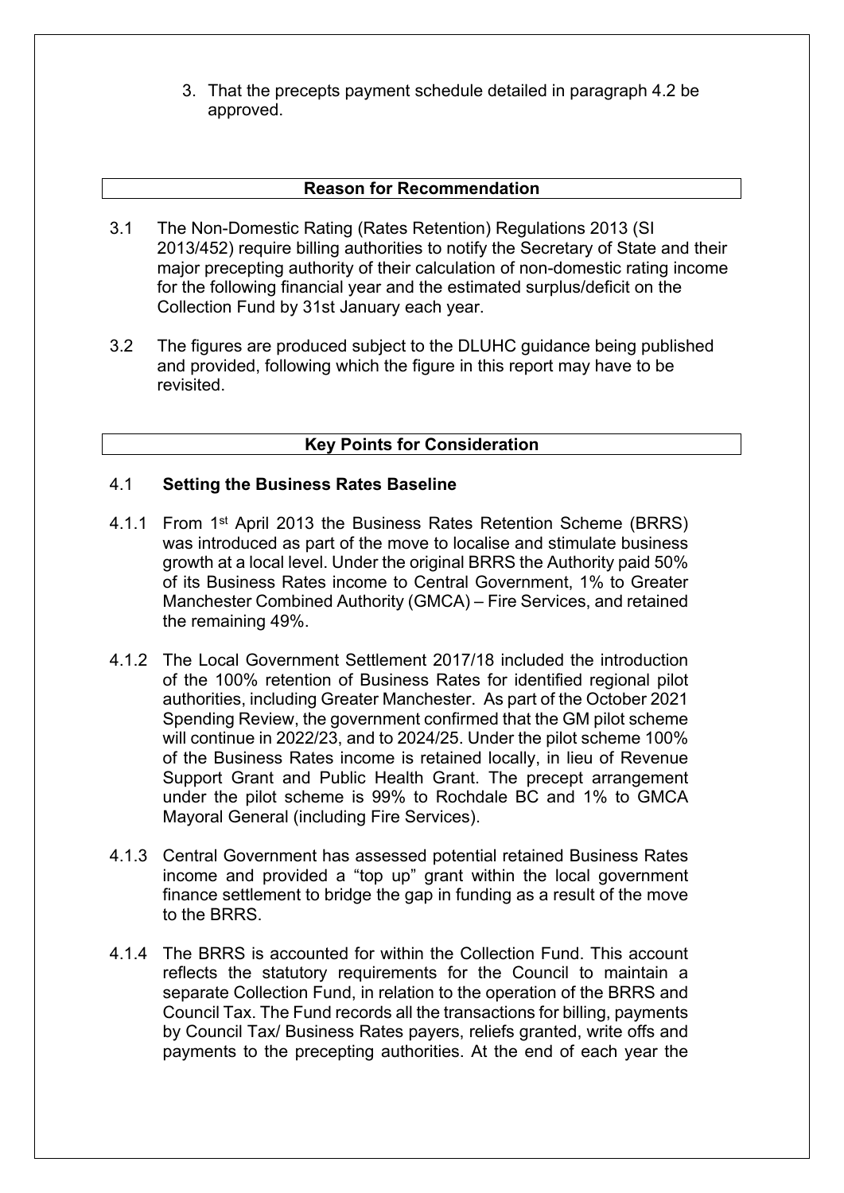3. That the precepts payment schedule detailed in paragraph 4.2 be approved.

## Reason for Recommendation

3.1 The Non-Domestic Rating (Rates Retention) Regulations 2013 (SI 2013/452) require billing authorities to notify the Secretary of State and their major precepting authority of their calculation of non-domestic rating income for the following financial year and the estimated surplus/deficit on the Collection Fund by 31st January each year.

3.2 The figures are produced subject to the DLUHC guidance being published and provided, following which the figure in this report may have to be revisited.

## Key Points for Consideration

### 4.1 Setting the Business Rates Baseline

4.1.1 From 1st April 2013 the Business Rates Retention Scheme (BRRS) was introduced as part of the move to localise and stimulate business growth at a local level. Under the original BRRS the Authority paid 50% of its Business Rates income to Central Government, 1% to Greater Manchester Combined Authority (GMCA) – Fire Services, and retained the remaining 49%.

4.1.2 The Local Government Settlement 2017/18 included the introduction of the 100% retention of Business Rates for identified regional pilot authorities, including Greater Manchester. As part of the October 2021 Spending Review, the government confirmed that the GM pilot scheme will continue in 2022/23, and to 2024/25. Under the pilot scheme 100% of the Business Rates income is retained locally, in lieu of Revenue Support Grant and Public Health Grant. The precept arrangement under the pilot scheme is 99% to Rochdale BC and 1% to GMCA Mayoral General (including Fire Services).

4.1.3 Central Government has assessed potential retained Business Rates income and provided a "top up" grant within the local government finance settlement to bridge the gap in funding as a result of the move to the BRRS.

4.1.4 The BRRS is accounted for within the Collection Fund. This account reflects the statutory requirements for the Council to maintain a separate Collection Fund, in relation to the operation of the BRRS and Council Tax. The Fund records all the transactions for billing, payments by Council Tax/ Business Rates payers, reliefs granted, write offs and payments to the precepting authorities. At the end of each year the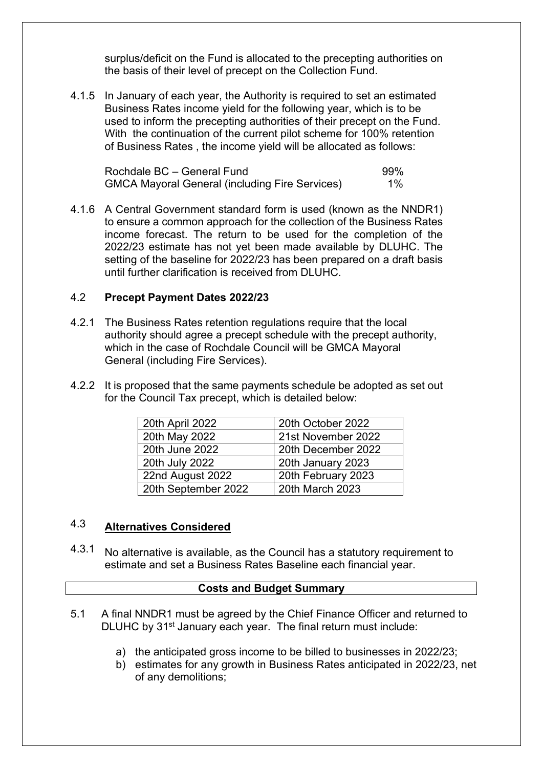surplus/deficit on the Fund is allocated to the precepting authorities on the basis of their level of precept on the Collection Fund.

4.1.5 In January of each year, the Authority is required to set an estimated Business Rates income yield for the following year, which is to be used to inform the precepting authorities of their precept on the Fund. With the continuation of the current pilot scheme for 100% retention of Business Rates , the income yield will be allocated as follows:

| | |
|---|---|
| Rochdale BC – General Fund | 99% |
| GMCA Mayoral General (including Fire Services) | 1% |

4.1.6 A Central Government standard form is used (known as the NNDR1) to ensure a common approach for the collection of the Business Rates income forecast. The return to be used for the completion of the 2022/23 estimate has not yet been made available by DLUHC. The setting of the baseline for 2022/23 has been prepared on a draft basis until further clarification is received from DLUHC.

## 4.2 Precept Payment Dates 2022/23

4.2.1 The Business Rates retention regulations require that the local authority should agree a precept schedule with the precept authority, which in the case of Rochdale Council will be GMCA Mayoral General (including Fire Services).

4.2.2 It is proposed that the same payments schedule be adopted as set out for the Council Tax precept, which is detailed below:

| | |
|---|---|
| 20th April 2022 | 20th October 2022 |
| 20th May 2022 | 21st November 2022 |
| 20th June 2022 | 20th December 2022 |
| 20th July 2022 | 20th January 2023 |
| 22nd August 2022 | 20th February 2023 |
| 20th September 2022 | 20th March 2023 |

## 4.3 Alternatives Considered

4.3.1 No alternative is available, as the Council has a statutory requirement to estimate and set a Business Rates Baseline each financial year.

## Costs and Budget Summary

5.1 A final NNDR1 must be agreed by the Chief Finance Officer and returned to DLUHC by 31st January each year. The final return must include:

a) the anticipated gross income to be billed to businesses in 2022/23;
b) estimates for any growth in Business Rates anticipated in 2022/23, net of any demolitions;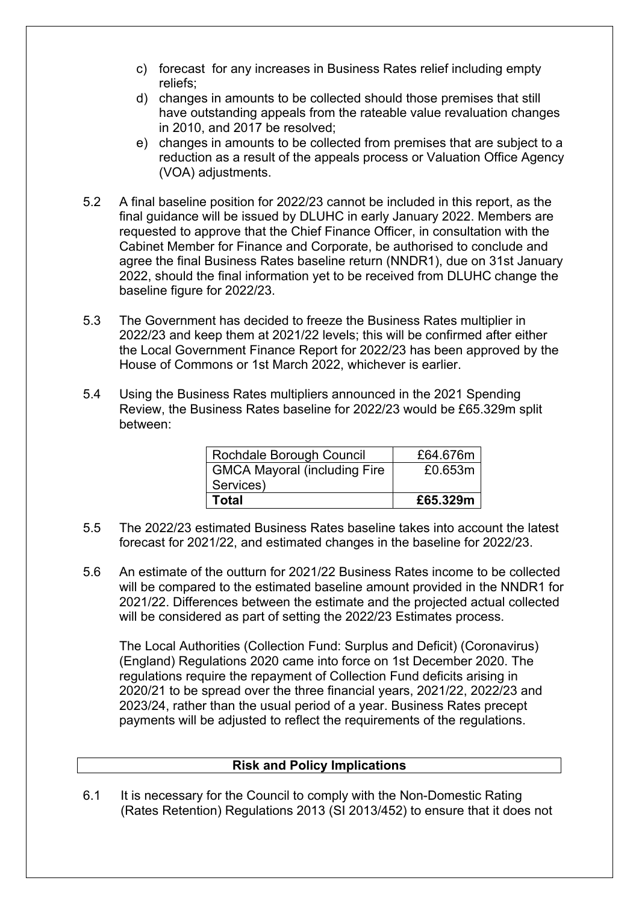c) forecast for any increases in Business Rates relief including empty reliefs;
d) changes in amounts to be collected should those premises that still have outstanding appeals from the rateable value revaluation changes in 2010, and 2017 be resolved;
e) changes in amounts to be collected from premises that are subject to a reduction as a result of the appeals process or Valuation Office Agency (VOA) adjustments.

5.2 A final baseline position for 2022/23 cannot be included in this report, as the final guidance will be issued by DLUHC in early January 2022. Members are requested to approve that the Chief Finance Officer, in consultation with the Cabinet Member for Finance and Corporate, be authorised to conclude and agree the final Business Rates baseline return (NNDR1), due on 31st January 2022, should the final information yet to be received from DLUHC change the baseline figure for 2022/23.

5.3 The Government has decided to freeze the Business Rates multiplier in 2022/23 and keep them at 2021/22 levels; this will be confirmed after either the Local Government Finance Report for 2022/23 has been approved by the House of Commons or 1st March 2022, whichever is earlier.

5.4 Using the Business Rates multipliers announced in the 2021 Spending Review, the Business Rates baseline for 2022/23 would be £65.329m split between:

| | |
|---|---|
| Rochdale Borough Council | £64.676m |
| GMCA Mayoral (including Fire Services) | £0.653m |
| **Total** | **£65.329m** |

5.5 The 2022/23 estimated Business Rates baseline takes into account the latest forecast for 2021/22, and estimated changes in the baseline for 2022/23.

5.6 An estimate of the outturn for 2021/22 Business Rates income to be collected will be compared to the estimated baseline amount provided in the NNDR1 for 2021/22. Differences between the estimate and the projected actual collected will be considered as part of setting the 2022/23 Estimates process.

The Local Authorities (Collection Fund: Surplus and Deficit) (Coronavirus) (England) Regulations 2020 came into force on 1st December 2020. The regulations require the repayment of Collection Fund deficits arising in 2020/21 to be spread over the three financial years, 2021/22, 2022/23 and 2023/24, rather than the usual period of a year. Business Rates precept payments will be adjusted to reflect the requirements of the regulations.

## Risk and Policy Implications

6.1 It is necessary for the Council to comply with the Non-Domestic Rating (Rates Retention) Regulations 2013 (SI 2013/452) to ensure that it does not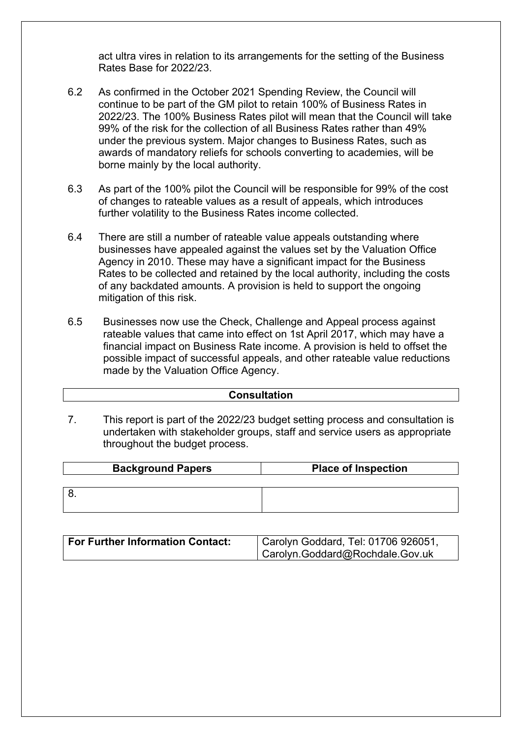act ultra vires in relation to its arrangements for the setting of the Business Rates Base for 2022/23.

6.2 As confirmed in the October 2021 Spending Review, the Council will continue to be part of the GM pilot to retain 100% of Business Rates in 2022/23. The 100% Business Rates pilot will mean that the Council will take 99% of the risk for the collection of all Business Rates rather than 49% under the previous system. Major changes to Business Rates, such as awards of mandatory reliefs for schools converting to academies, will be borne mainly by the local authority.

6.3 As part of the 100% pilot the Council will be responsible for 99% of the cost of changes to rateable values as a result of appeals, which introduces further volatility to the Business Rates income collected.

6.4 There are still a number of rateable value appeals outstanding where businesses have appealed against the values set by the Valuation Office Agency in 2010. These may have a significant impact for the Business Rates to be collected and retained by the local authority, including the costs of any backdated amounts. A provision is held to support the ongoing mitigation of this risk.

6.5 Businesses now use the Check, Challenge and Appeal process against rateable values that came into effect on 1st April 2017, which may have a financial impact on Business Rate income. A provision is held to offset the possible impact of successful appeals, and other rateable value reductions made by the Valuation Office Agency.

**Consultation**

7. This report is part of the 2022/23 budget setting process and consultation is undertaken with stakeholder groups, staff and service users as appropriate throughout the budget process.

| **Background Papers** | **Place of Inspection** |
| --- | --- |
| 8. | |

| **For Further Information Contact:** | Carolyn Goddard, Tel: 01706 926051, Carolyn.Goddard@Rochdale.Gov.uk |
| --- | --- |